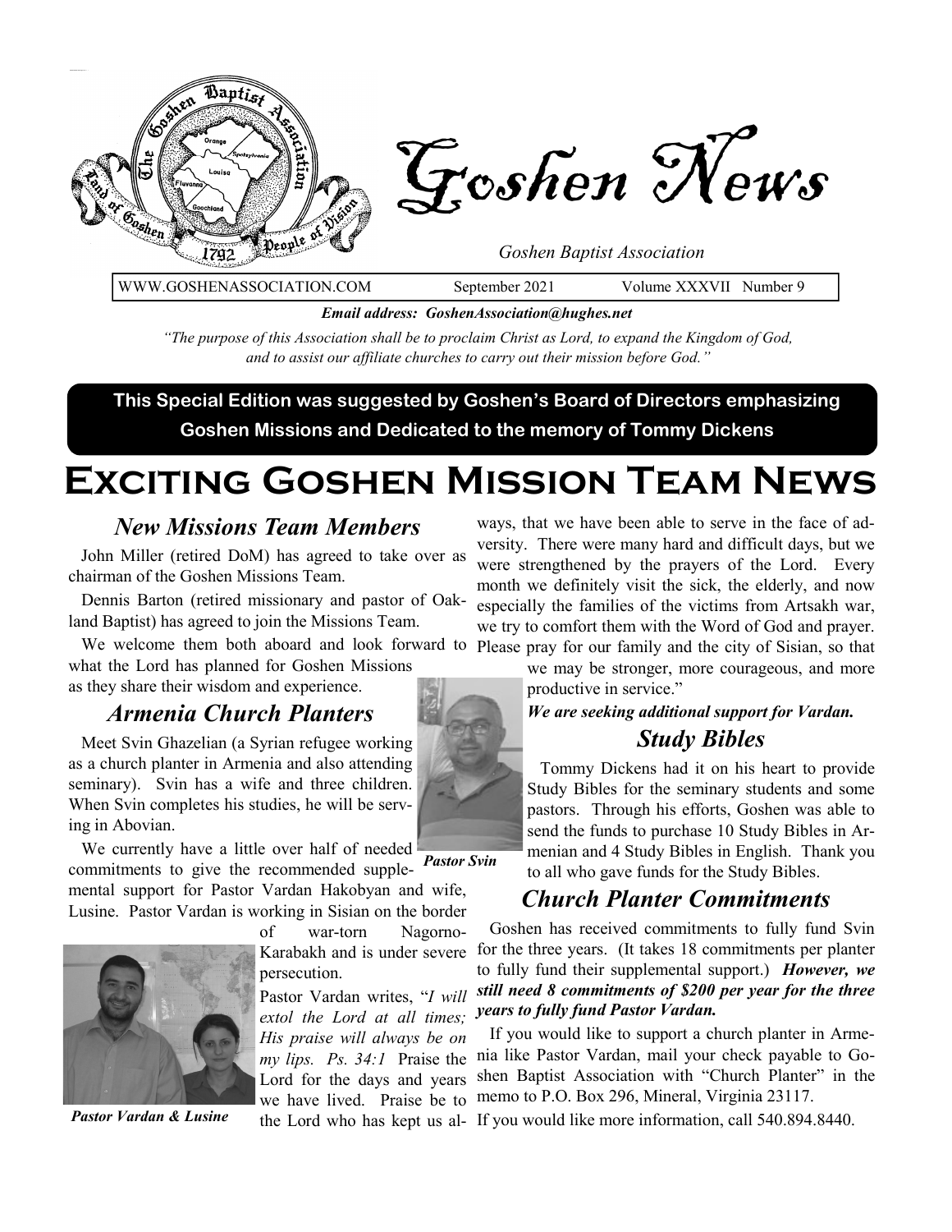# Goshen News

*Goshen Baptist Association*

WWW.GOSHENASSOCIATION.COM September 2021 Volume XXXVII Number 9

***Email address: GoshenAssociation@hughes.net***

*"The purpose of this Association shall be to proclaim Christ as Lord, to expand the Kingdom of God, and to assist our affiliate churches to carry out their mission before God."*

**This Special Edition was suggested by Goshen's Board of Directors emphasizing Goshen Missions and Dedicated to the memory of Tommy Dickens**

# Exciting Goshen Mission Team News

## *New Missions Team Members*

John Miller (retired DoM) has agreed to take over as chairman of the Goshen Missions Team.

Dennis Barton (retired missionary and pastor of Oakland Baptist) has agreed to join the Missions Team.

We welcome them both aboard and look forward to what the Lord has planned for Goshen Missions as they share their wisdom and experience.

## *Armenia Church Planters*

Meet Svin Ghazelian (a Syrian refugee working as a church planter in Armenia and also attending seminary). Svin has a wife and three children. When Svin completes his studies, he will be serving in Abovian.

*Pastor Svin*

We currently have a little over half of needed commitments to give the recommended supplemental support for Pastor Vardan Hakobyan and wife, Lusine. Pastor Vardan is working in Sisian on the border of war-torn Nagorno-Karabakh and is under severe persecution.

*Pastor Vardan & Lusine*

Pastor Vardan writes, "*I will extol the Lord at all times; His praise will always be on my lips. Ps. 34:1* Praise the Lord for the days and years we have lived. Praise be to the Lord who has kept us always, that we have been able to serve in the face of adversity. There were many hard and difficult days, but we were strengthened by the prayers of the Lord. Every month we definitely visit the sick, the elderly, and now especially the families of the victims from Artsakh war, we try to comfort them with the Word of God and prayer. Please pray for our family and the city of Sisian, so that we may be stronger, more courageous, and more productive in service."

***We are seeking additional support for Vardan.***

## *Study Bibles*

Tommy Dickens had it on his heart to provide Study Bibles for the seminary students and some pastors. Through his efforts, Goshen was able to send the funds to purchase 10 Study Bibles in Armenian and 4 Study Bibles in English. Thank you to all who gave funds for the Study Bibles.

## *Church Planter Commitments*

Goshen has received commitments to fully fund Svin for the three years. (It takes 18 commitments per planter to fully fund their supplemental support.) ***However, we still need 8 commitments of $200 per year for the three years to fully fund Pastor Vardan.***

If you would like to support a church planter in Armenia like Pastor Vardan, mail your check payable to Goshen Baptist Association with "Church Planter" in the memo to P.O. Box 296, Mineral, Virginia 23117.

If you would like more information, call 540.894.8440.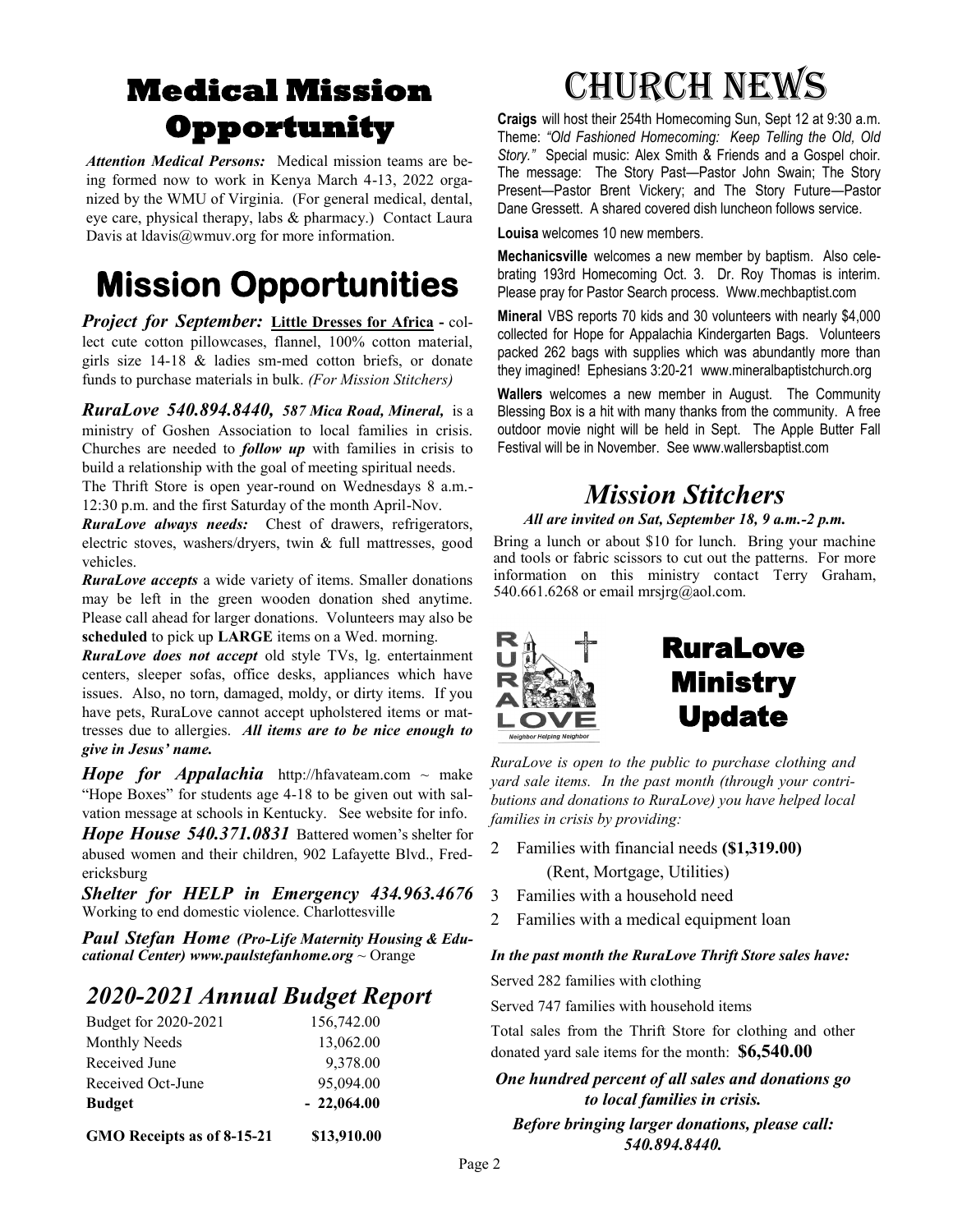# Medical Mission Opportunity

***Attention Medical Persons:*** Medical mission teams are being formed now to work in Kenya March 4-13, 2022 organized by the WMU of Virginia. (For general medical, dental, eye care, physical therapy, labs & pharmacy.) Contact Laura Davis at ldavis@wmuv.org for more information.

# Mission Opportunities

***Project for September:*** **Little Dresses for Africa** - collect cute cotton pillowcases, flannel, 100% cotton material, girls size 14-18 & ladies sm-med cotton briefs, or donate funds to purchase materials in bulk. *(For Mission Stitchers)*

***RuraLove 540.894.8440, 587 Mica Road, Mineral,*** is a ministry of Goshen Association to local families in crisis. Churches are needed to ***follow up*** with families in crisis to build a relationship with the goal of meeting spiritual needs.

The Thrift Store is open year-round on Wednesdays 8 a.m.-12:30 p.m. and the first Saturday of the month April-Nov.

***RuraLove always needs:*** Chest of drawers, refrigerators, electric stoves, washers/dryers, twin & full mattresses, good vehicles.

***RuraLove accepts*** a wide variety of items. Smaller donations may be left in the green wooden donation shed anytime. Please call ahead for larger donations. Volunteers may also be **scheduled** to pick up **LARGE** items on a Wed. morning.

***RuraLove does not accept*** old style TVs, lg. entertainment centers, sleeper sofas, office desks, appliances which have issues. Also, no torn, damaged, moldy, or dirty items. If you have pets, RuraLove cannot accept upholstered items or mattresses due to allergies. ***All items are to be nice enough to give in Jesus' name.***

***Hope for Appalachia*** http://hfavateam.com ~ make "Hope Boxes" for students age 4-18 to be given out with salvation message at schools in Kentucky. See website for info.

***Hope House 540.371.0831*** Battered women's shelter for abused women and their children, 902 Lafayette Blvd., Fredericksburg

***Shelter for HELP in Emergency 434.963.4676*** Working to end domestic violence. Charlottesville

***Paul Stefan Home (Pro-Life Maternity Housing & Educational Center) www.paulstefanhome.org*** ~ Orange

## *2020-2021 Annual Budget Report*

| | |
|---|---|
| Budget for 2020-2021 | 156,742.00 |
| Monthly Needs | 13,062.00 |
| Received June | 9,378.00 |
| Received Oct-June | 95,094.00 |
| **Budget** | **- 22,064.00** |
| **GMO Receipts as of 8-15-21** | **$13,910.00** |

# Church News

**Craigs** will host their 254th Homecoming Sun, Sept 12 at 9:30 a.m. Theme: *"Old Fashioned Homecoming: Keep Telling the Old, Old Story."* Special music: Alex Smith & Friends and a Gospel choir. The message: The Story Past—Pastor John Swain; The Story Present—Pastor Brent Vickery; and The Story Future—Pastor Dane Gressett. A shared covered dish luncheon follows service.

**Louisa** welcomes 10 new members.

**Mechanicsville** welcomes a new member by baptism. Also celebrating 193rd Homecoming Oct. 3. Dr. Roy Thomas is interim. Please pray for Pastor Search process. Www.mechbaptist.com

**Mineral** VBS reports 70 kids and 30 volunteers with nearly $4,000 collected for Hope for Appalachia Kindergarten Bags. Volunteers packed 262 bags with supplies which was abundantly more than they imagined! Ephesians 3:20-21 www.mineralbaptistchurch.org

**Wallers** welcomes a new member in August. The Community Blessing Box is a hit with many thanks from the community. A free outdoor movie night will be held in Sept. The Apple Butter Fall Festival will be in November. See www.wallersbaptist.com

## *Mission Stitchers*

***All are invited on Sat, September 18, 9 a.m.-2 p.m.***

Bring a lunch or about $10 for lunch. Bring your machine and tools or fabric scissors to cut out the patterns. For more information on this ministry contact Terry Graham, 540.661.6268 or email mrsjrg@aol.com.

## RuraLove Ministry Update

*RuraLove is open to the public to purchase clothing and yard sale items. In the past month (through your contributions and donations to RuraLove) you have helped local families in crisis by providing:*

- 2 Families with financial needs **($1,319.00)** (Rent, Mortgage, Utilities)
- 3 Families with a household need
- 2 Families with a medical equipment loan

***In the past month the RuraLove Thrift Store sales have:***

Served 282 families with clothing

Served 747 families with household items

Total sales from the Thrift Store for clothing and other donated yard sale items for the month: **$6,540.00**

***One hundred percent of all sales and donations go to local families in crisis.***

***Before bringing larger donations, please call: 540.894.8440.***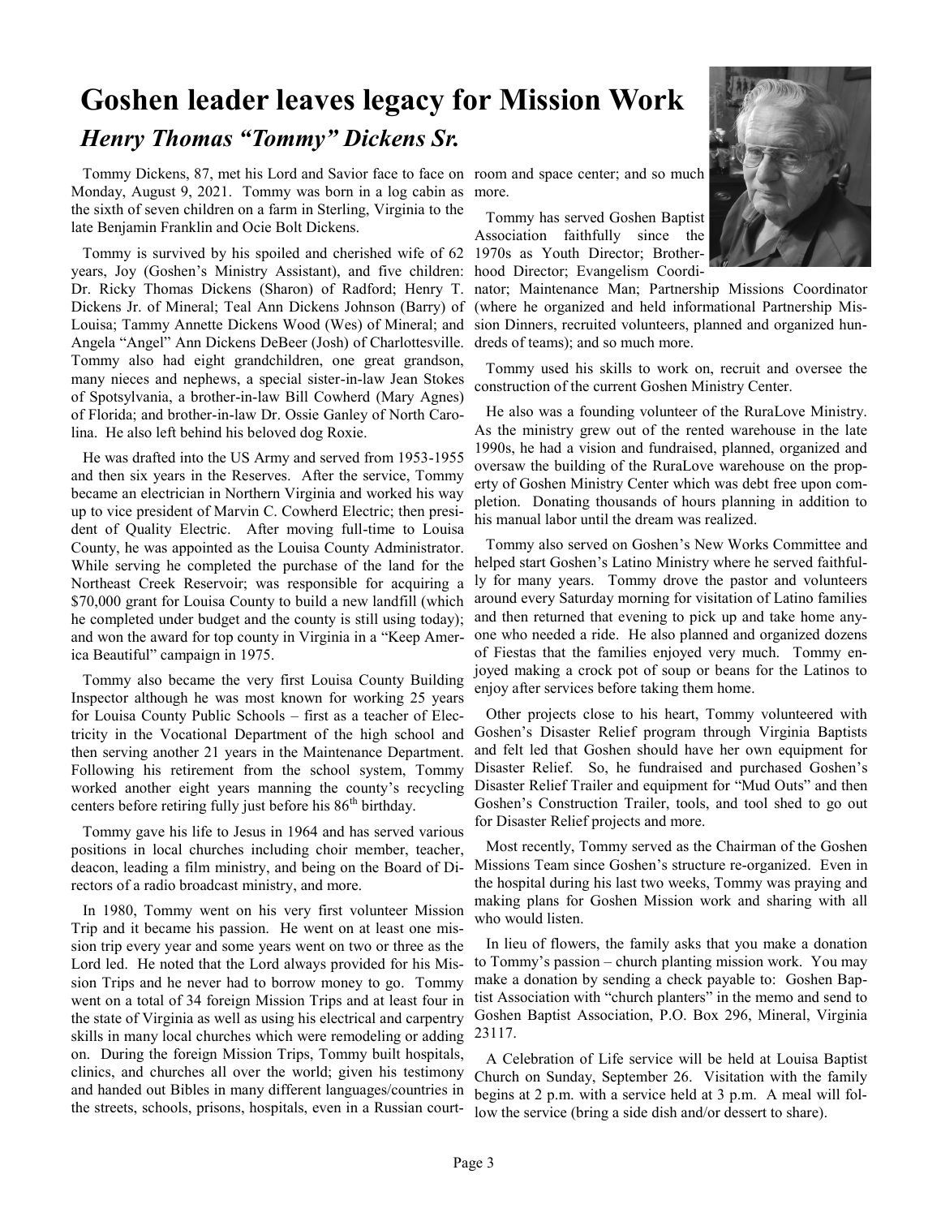# Goshen leader leaves legacy for Mission Work

## *Henry Thomas "Tommy" Dickens Sr.*

Tommy Dickens, 87, met his Lord and Savior face to face on Monday, August 9, 2021. Tommy was born in a log cabin as the sixth of seven children on a farm in Sterling, Virginia to the late Benjamin Franklin and Ocie Bolt Dickens.

Tommy is survived by his spoiled and cherished wife of 62 years, Joy (Goshen's Ministry Assistant), and five children: Dr. Ricky Thomas Dickens (Sharon) of Radford; Henry T. Dickens Jr. of Mineral; Teal Ann Dickens Johnson (Barry) of Louisa; Tammy Annette Dickens Wood (Wes) of Mineral; and Angela "Angel" Ann Dickens DeBeer (Josh) of Charlottesville. Tommy also had eight grandchildren, one great grandson, many nieces and nephews, a special sister-in-law Jean Stokes of Spotsylvania, a brother-in-law Bill Cowherd (Mary Agnes) of Florida; and brother-in-law Dr. Ossie Ganley of North Carolina. He also left behind his beloved dog Roxie.

He was drafted into the US Army and served from 1953-1955 and then six years in the Reserves. After the service, Tommy became an electrician in Northern Virginia and worked his way up to vice president of Marvin C. Cowherd Electric; then president of Quality Electric. After moving full-time to Louisa County, he was appointed as the Louisa County Administrator. While serving he completed the purchase of the land for the Northeast Creek Reservoir; was responsible for acquiring a $70,000 grant for Louisa County to build a new landfill (which he completed under budget and the county is still using today); and won the award for top county in Virginia in a "Keep America Beautiful" campaign in 1975.

Tommy also became the very first Louisa County Building Inspector although he was most known for working 25 years for Louisa County Public Schools – first as a teacher of Electricity in the Vocational Department of the high school and then serving another 21 years in the Maintenance Department. Following his retirement from the school system, Tommy worked another eight years manning the county's recycling centers before retiring fully just before his 86th birthday.

Tommy gave his life to Jesus in 1964 and has served various positions in local churches including choir member, teacher, deacon, leading a film ministry, and being on the Board of Directors of a radio broadcast ministry, and more.

In 1980, Tommy went on his very first volunteer Mission Trip and it became his passion. He went on at least one mission trip every year and some years went on two or three as the Lord led. He noted that the Lord always provided for his Mission Trips and he never had to borrow money to go. Tommy went on a total of 34 foreign Mission Trips and at least four in the state of Virginia as well as using his electrical and carpentry skills in many local churches which were remodeling or adding on. During the foreign Mission Trips, Tommy built hospitals, clinics, and churches all over the world; given his testimony and handed out Bibles in many different languages/countries in the streets, schools, prisons, hospitals, even in a Russian courtroom and space center; and so much more.

Tommy has served Goshen Baptist Association faithfully since the 1970s as Youth Director; Brotherhood Director; Evangelism Coordinator; Maintenance Man; Partnership Missions Coordinator (where he organized and held informational Partnership Mission Dinners, recruited volunteers, planned and organized hundreds of teams); and so much more.

Tommy used his skills to work on, recruit and oversee the construction of the current Goshen Ministry Center.

He also was a founding volunteer of the RuraLove Ministry. As the ministry grew out of the rented warehouse in the late 1990s, he had a vision and fundraised, planned, organized and oversaw the building of the RuraLove warehouse on the property of Goshen Ministry Center which was debt free upon completion. Donating thousands of hours planning in addition to his manual labor until the dream was realized.

Tommy also served on Goshen's New Works Committee and helped start Goshen's Latino Ministry where he served faithfully for many years. Tommy drove the pastor and volunteers around every Saturday morning for visitation of Latino families and then returned that evening to pick up and take home anyone who needed a ride. He also planned and organized dozens of Fiestas that the families enjoyed very much. Tommy enjoyed making a crock pot of soup or beans for the Latinos to enjoy after services before taking them home.

Other projects close to his heart, Tommy volunteered with Goshen's Disaster Relief program through Virginia Baptists and felt led that Goshen should have her own equipment for Disaster Relief. So, he fundraised and purchased Goshen's Disaster Relief Trailer and equipment for "Mud Outs" and then Goshen's Construction Trailer, tools, and tool shed to go out for Disaster Relief projects and more.

Most recently, Tommy served as the Chairman of the Goshen Missions Team since Goshen's structure re-organized. Even in the hospital during his last two weeks, Tommy was praying and making plans for Goshen Mission work and sharing with all who would listen.

In lieu of flowers, the family asks that you make a donation to Tommy's passion – church planting mission work. You may make a donation by sending a check payable to: Goshen Baptist Association with "church planters" in the memo and send to Goshen Baptist Association, P.O. Box 296, Mineral, Virginia 23117.

A Celebration of Life service will be held at Louisa Baptist Church on Sunday, September 26. Visitation with the family begins at 2 p.m. with a service held at 3 p.m. A meal will follow the service (bring a side dish and/or dessert to share).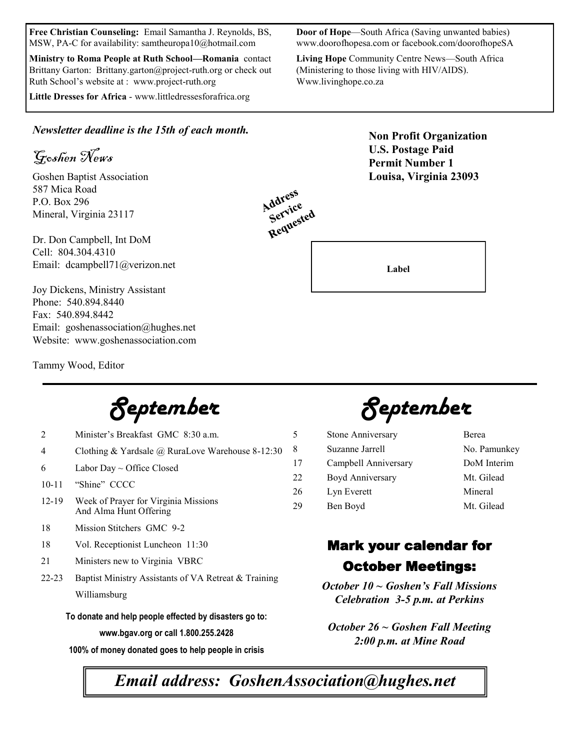**Free Christian Counseling:** Email Samantha J. Reynolds, BS, MSW, PA-C for availability: samtheuropa10@hotmail.com

**Ministry to Roma People at Ruth School—Romania** contact Brittany Garton: Brittany.garton@project-ruth.org or check out Ruth School's website at : www.project-ruth.org

**Little Dresses for Africa** - www.littledressesforafrica.org

**Door of Hope**—South Africa (Saving unwanted babies) www.doorofhopesa.com or facebook.com/doorofhopeSA

**Living Hope** Community Centre News—South Africa (Ministering to those living with HIV/AIDS). Www.livinghope.co.za

***Newsletter deadline is the 15th of each month.***

## Goshen News

Goshen Baptist Association
587 Mica Road
P.O. Box 296
Mineral, Virginia 23117

Dr. Don Campbell, Int DoM
Cell: 804.304.4310
Email: dcampbell71@verizon.net

Joy Dickens, Ministry Assistant
Phone: 540.894.8440
Fax: 540.894.8442
Email: goshenassociation@hughes.net
Website: www.goshenassociation.com

Tammy Wood, Editor

**Non Profit Organization**
**U.S. Postage Paid**
**Permit Number 1**
**Louisa, Virginia 23093**

**Address Service Requested**

**Label**

# September

| | |
|---|---|
| 2 | Minister's Breakfast GMC 8:30 a.m. |
| 4 | Clothing & Yardsale @ RuraLove Warehouse 8-12:30 |
| 6 | Labor Day ~ Office Closed |
| 10-11 | "Shine" CCCC |
| 12-19 | Week of Prayer for Virginia Missions And Alma Hunt Offering |
| 18 | Mission Stitchers GMC 9-2 |
| 18 | Vol. Receptionist Luncheon 11:30 |
| 21 | Ministers new to Virginia VBRC |
| 22-23 | Baptist Ministry Assistants of VA Retreat & Training Williamsburg |

**To donate and help people effected by disasters go to:**
**www.bgav.org or call 1.800.255.2428**
**100% of money donated goes to help people in crisis**

# September

| | | |
|---|---|---|
| 5 | Stone Anniversary | Berea |
| 8 | Suzanne Jarrell | No. Pamunkey |
| 17 | Campbell Anniversary | DoM Interim |
| 22 | Boyd Anniversary | Mt. Gilead |
| 26 | Lyn Everett | Mineral |
| 29 | Ben Boyd | Mt. Gilead |

## Mark your calendar for October Meetings:

***October 10 ~ Goshen's Fall Missions Celebration 3-5 p.m. at Perkins***

***October 26 ~ Goshen Fall Meeting 2:00 p.m. at Mine Road***

*Email address: GoshenAssociation@hughes.net*